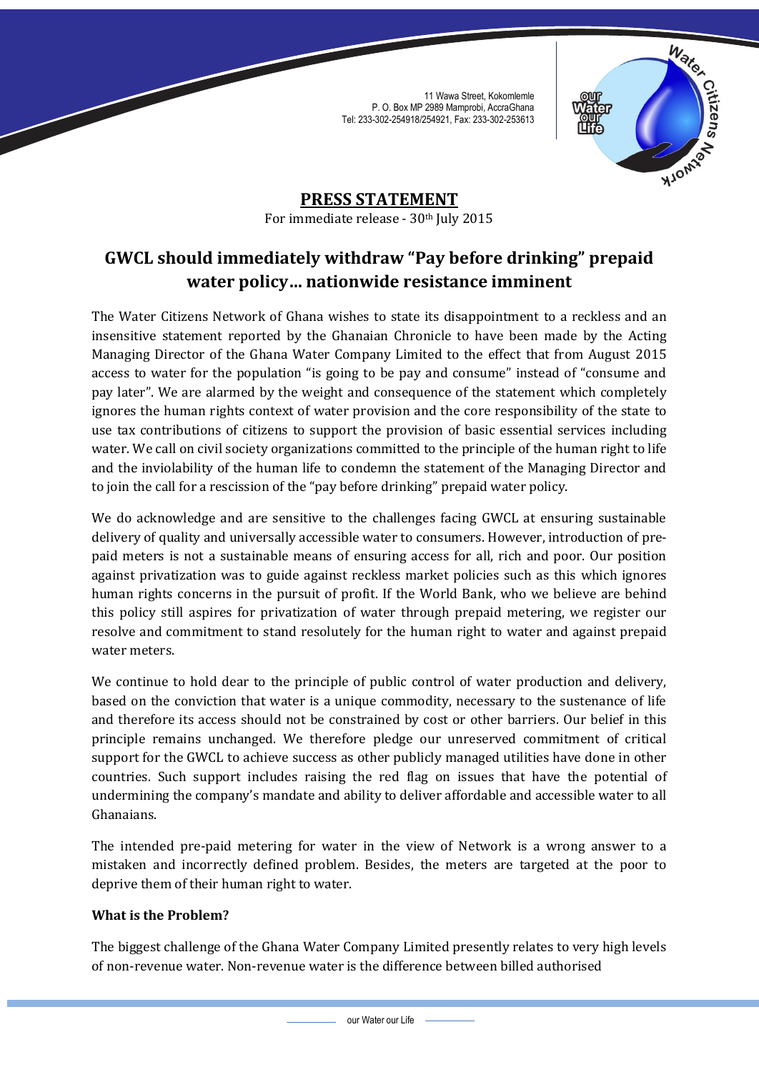11 Wawa Street, Kokomlemle
P. O. Box MP 2989 Mamprobi, AccraGhana
Tel: 233-302-254918/254921, Fax: 233-302-253613

## PRESS STATEMENT

For immediate release - 30th July 2015

# GWCL should immediately withdraw "Pay before drinking" prepaid water policy… nationwide resistance imminent

The Water Citizens Network of Ghana wishes to state its disappointment to a reckless and an insensitive statement reported by the Ghanaian Chronicle to have been made by the Acting Managing Director of the Ghana Water Company Limited to the effect that from August 2015 access to water for the population "is going to be pay and consume" instead of "consume and pay later". We are alarmed by the weight and consequence of the statement which completely ignores the human rights context of water provision and the core responsibility of the state to use tax contributions of citizens to support the provision of basic essential services including water. We call on civil society organizations committed to the principle of the human right to life and the inviolability of the human life to condemn the statement of the Managing Director and to join the call for a rescission of the "pay before drinking" prepaid water policy.

We do acknowledge and are sensitive to the challenges facing GWCL at ensuring sustainable delivery of quality and universally accessible water to consumers. However, introduction of pre-paid meters is not a sustainable means of ensuring access for all, rich and poor. Our position against privatization was to guide against reckless market policies such as this which ignores human rights concerns in the pursuit of profit. If the World Bank, who we believe are behind this policy still aspires for privatization of water through prepaid metering, we register our resolve and commitment to stand resolutely for the human right to water and against prepaid water meters.

We continue to hold dear to the principle of public control of water production and delivery, based on the conviction that water is a unique commodity, necessary to the sustenance of life and therefore its access should not be constrained by cost or other barriers. Our belief in this principle remains unchanged. We therefore pledge our unreserved commitment of critical support for the GWCL to achieve success as other publicly managed utilities have done in other countries. Such support includes raising the red flag on issues that have the potential of undermining the company's mandate and ability to deliver affordable and accessible water to all Ghanaians.

The intended pre-paid metering for water in the view of Network is a wrong answer to a mistaken and incorrectly defined problem. Besides, the meters are targeted at the poor to deprive them of their human right to water.

**What is the Problem?**

The biggest challenge of the Ghana Water Company Limited presently relates to very high levels of non-revenue water. Non-revenue water is the difference between billed authorised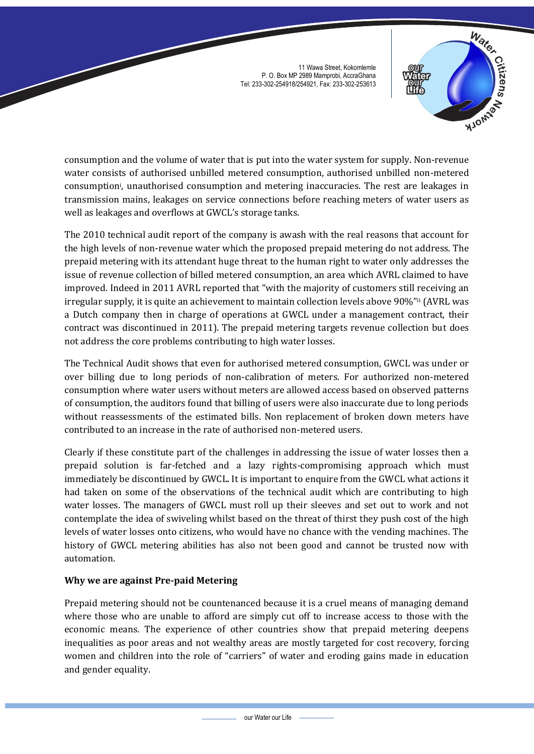consumption and the volume of water that is put into the water system for supply. Non-revenue water consists of authorised unbilled metered consumption, authorised unbilled non-metered consumption[i], unauthorised consumption and metering inaccuracies. The rest are leakages in transmission mains, leakages on service connections before reaching meters of water users as well as leakages and overflows at GWCL's storage tanks.

The 2010 technical audit report of the company is awash with the real reasons that account for the high levels of non-revenue water which the proposed prepaid metering do not address. The prepaid metering with its attendant huge threat to the human right to water only addresses the issue of revenue collection of billed metered consumption, an area which AVRL claimed to have improved. Indeed in 2011 AVRL reported that "with the majority of customers still receiving an irregular supply, it is quite an achievement to maintain collection levels above 90%"[ii] (AVRL was a Dutch company then in charge of operations at GWCL under a management contract, their contract was discontinued in 2011). The prepaid metering targets revenue collection but does not address the core problems contributing to high water losses.

The Technical Audit shows that even for authorised metered consumption, GWCL was under or over billing due to long periods of non-calibration of meters. For authorized non-metered consumption where water users without meters are allowed access based on observed patterns of consumption, the auditors found that billing of users were also inaccurate due to long periods without reassessments of the estimated bills. Non replacement of broken down meters have contributed to an increase in the rate of authorised non-metered users.

Clearly if these constitute part of the challenges in addressing the issue of water losses then a prepaid solution is far-fetched and a lazy rights-compromising approach which must immediately be discontinued by GWCL. It is important to enquire from the GWCL what actions it had taken on some of the observations of the technical audit which are contributing to high water losses. The managers of GWCL must roll up their sleeves and set out to work and not contemplate the idea of swiveling whilst based on the threat of thirst they push cost of the high levels of water losses onto citizens, who would have no chance with the vending machines. The history of GWCL metering abilities has also not been good and cannot be trusted now with automation.

**Why we are against Pre-paid Metering**

Prepaid metering should not be countenanced because it is a cruel means of managing demand where those who are unable to afford are simply cut off to increase access to those with the economic means. The experience of other countries show that prepaid metering deepens inequalities as poor areas and not wealthy areas are mostly targeted for cost recovery, forcing women and children into the role of "carriers" of water and eroding gains made in education and gender equality.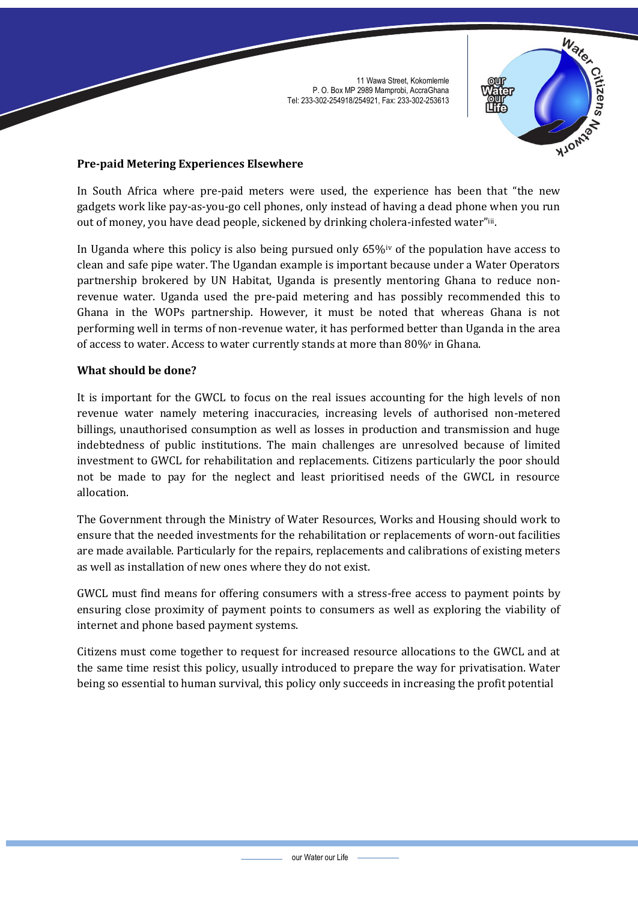## Pre-paid Metering Experiences Elsewhere

In South Africa where pre-paid meters were used, the experience has been that "the new gadgets work like pay-as-you-go cell phones, only instead of having a dead phone when you run out of money, you have dead people, sickened by drinking cholera-infested water"[iii].

In Uganda where this policy is also being pursued only 65%[iv] of the population have access to clean and safe pipe water. The Ugandan example is important because under a Water Operators partnership brokered by UN Habitat, Uganda is presently mentoring Ghana to reduce non-revenue water. Uganda used the pre-paid metering and has possibly recommended this to Ghana in the WOPs partnership. However, it must be noted that whereas Ghana is not performing well in terms of non-revenue water, it has performed better than Uganda in the area of access to water. Access to water currently stands at more than 80%[v] in Ghana.

## What should be done?

It is important for the GWCL to focus on the real issues accounting for the high levels of non revenue water namely metering inaccuracies, increasing levels of authorised non-metered billings, unauthorised consumption as well as losses in production and transmission and huge indebtedness of public institutions. The main challenges are unresolved because of limited investment to GWCL for rehabilitation and replacements. Citizens particularly the poor should not be made to pay for the neglect and least prioritised needs of the GWCL in resource allocation.

The Government through the Ministry of Water Resources, Works and Housing should work to ensure that the needed investments for the rehabilitation or replacements of worn-out facilities are made available. Particularly for the repairs, replacements and calibrations of existing meters as well as installation of new ones where they do not exist.

GWCL must find means for offering consumers with a stress-free access to payment points by ensuring close proximity of payment points to consumers as well as exploring the viability of internet and phone based payment systems.

Citizens must come together to request for increased resource allocations to the GWCL and at the same time resist this policy, usually introduced to prepare the way for privatisation. Water being so essential to human survival, this policy only succeeds in increasing the profit potential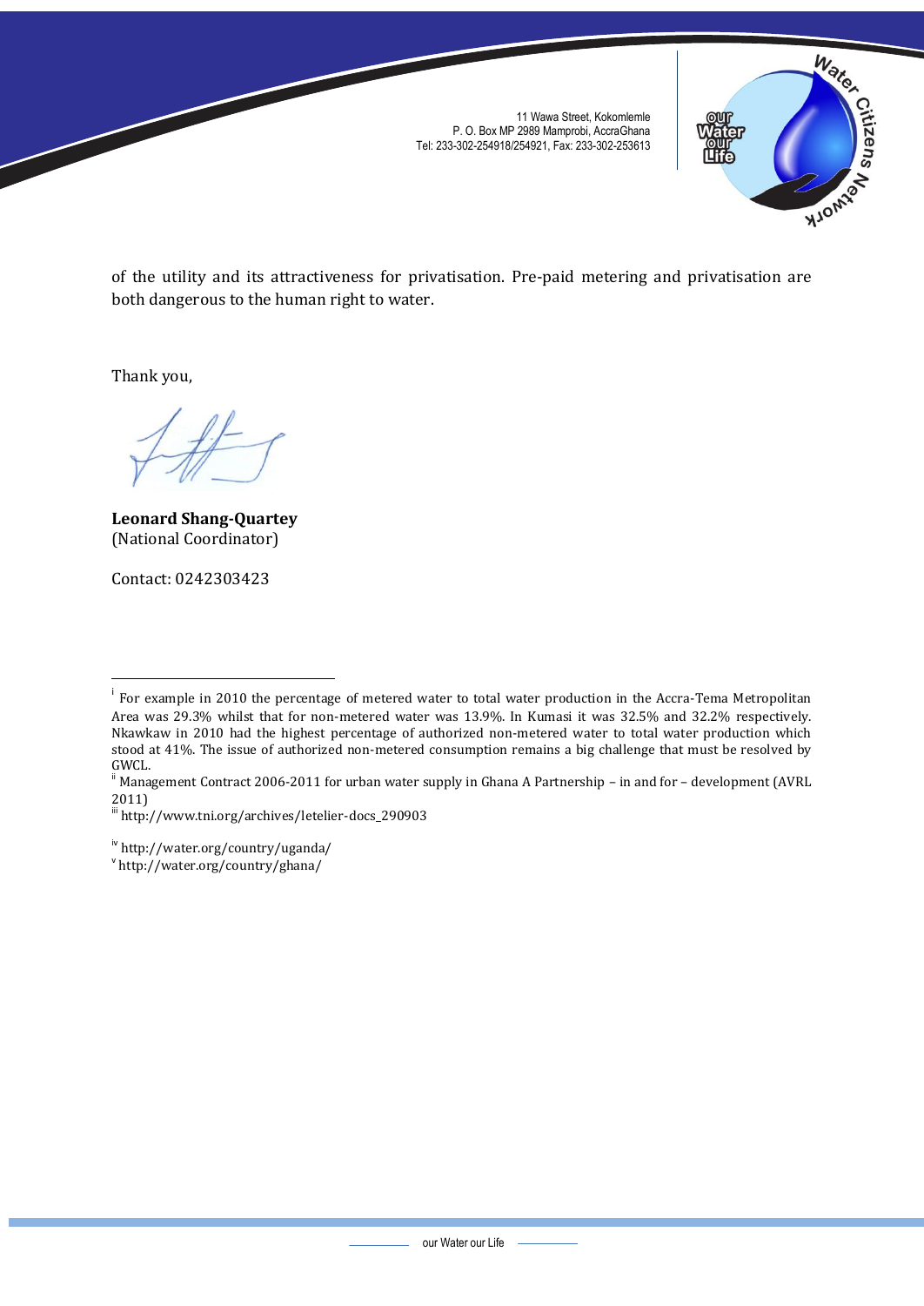of the utility and its attractiveness for privatisation. Pre-paid metering and privatisation are both dangerous to the human right to water.

Thank you,

**Leonard Shang-Quartey**
(National Coordinator)

Contact: 0242303423

---

[i] For example in 2010 the percentage of metered water to total water production in the Accra-Tema Metropolitan Area was 29.3% whilst that for non-metered water was 13.9%. In Kumasi it was 32.5% and 32.2% respectively. Nkawkaw in 2010 had the highest percentage of authorized non-metered water to total water production which stood at 41%. The issue of authorized non-metered consumption remains a big challenge that must be resolved by GWCL.

[ii] Management Contract 2006-2011 for urban water supply in Ghana A Partnership – in and for – development (AVRL 2011)

[iii] http://www.tni.org/archives/letelier-docs_290903

[iv] http://water.org/country/uganda/

[v] http://water.org/country/ghana/